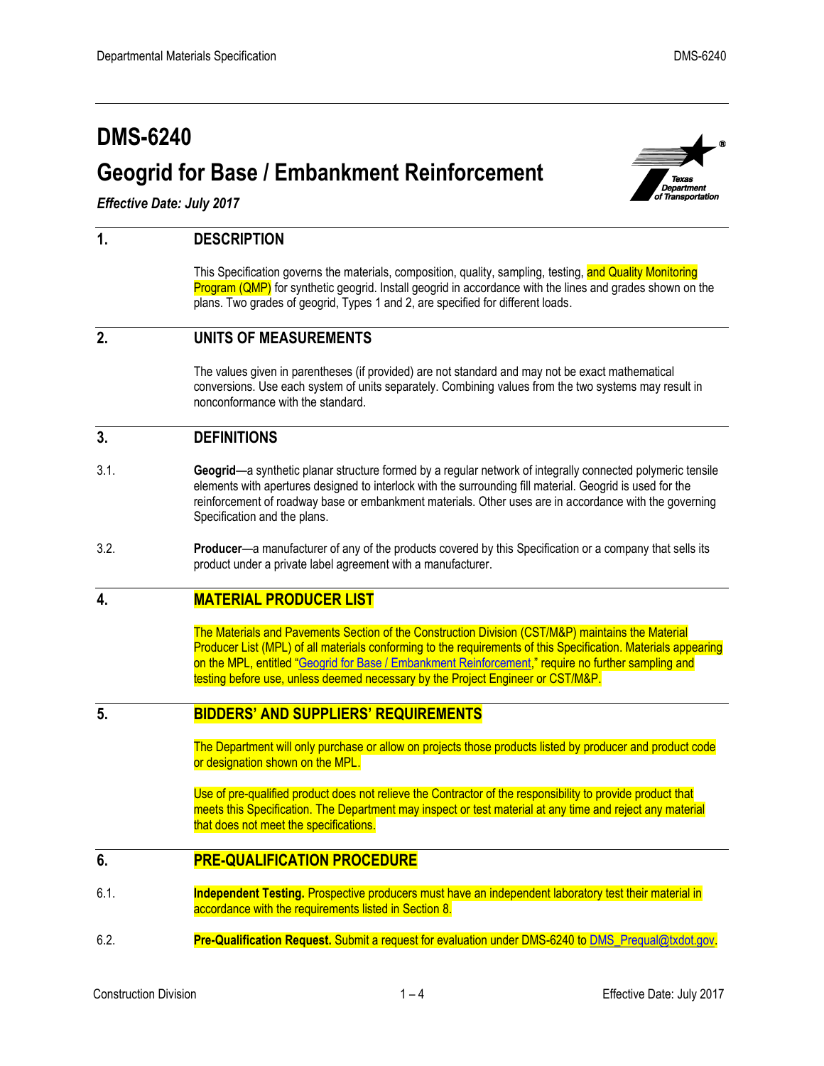# DMS-6240

# Geogrid for Base / Embankment Reinforcement

*Effective Date: July 2017*

## 1. DESCRIPTION

This Specification governs the materials, composition, quality, sampling, testing, and Quality Monitoring Program (QMP) for synthetic geogrid. Install geogrid in accordance with the lines and grades shown on the plans. Two grades of geogrid, Types 1 and 2, are specified for different loads.

## 2. UNITS OF MEASUREMENTS

The values given in parentheses (if provided) are not standard and may not be exact mathematical conversions. Use each system of units separately. Combining values from the two systems may result in nonconformance with the standard.

## 3. DEFINITIONS

3.1. **Geogrid**—a synthetic planar structure formed by a regular network of integrally connected polymeric tensile elements with apertures designed to interlock with the surrounding fill material. Geogrid is used for the reinforcement of roadway base or embankment materials. Other uses are in accordance with the governing Specification and the plans.

3.2. **Producer**—a manufacturer of any of the products covered by this Specification or a company that sells its product under a private label agreement with a manufacturer.

## 4. MATERIAL PRODUCER LIST

The Materials and Pavements Section of the Construction Division (CST/M&P) maintains the Material Producer List (MPL) of all materials conforming to the requirements of this Specification. Materials appearing on the MPL, entitled "Geogrid for Base / Embankment Reinforcement," require no further sampling and testing before use, unless deemed necessary by the Project Engineer or CST/M&P.

## 5. BIDDERS' AND SUPPLIERS' REQUIREMENTS

The Department will only purchase or allow on projects those products listed by producer and product code or designation shown on the MPL.

Use of pre-qualified product does not relieve the Contractor of the responsibility to provide product that meets this Specification. The Department may inspect or test material at any time and reject any material that does not meet the specifications.

## 6. PRE-QUALIFICATION PROCEDURE

6.1. **Independent Testing.** Prospective producers must have an independent laboratory test their material in accordance with the requirements listed in Section 8.

6.2. **Pre-Qualification Request.** Submit a request for evaluation under DMS-6240 to DMS_Prequal@txdot.gov.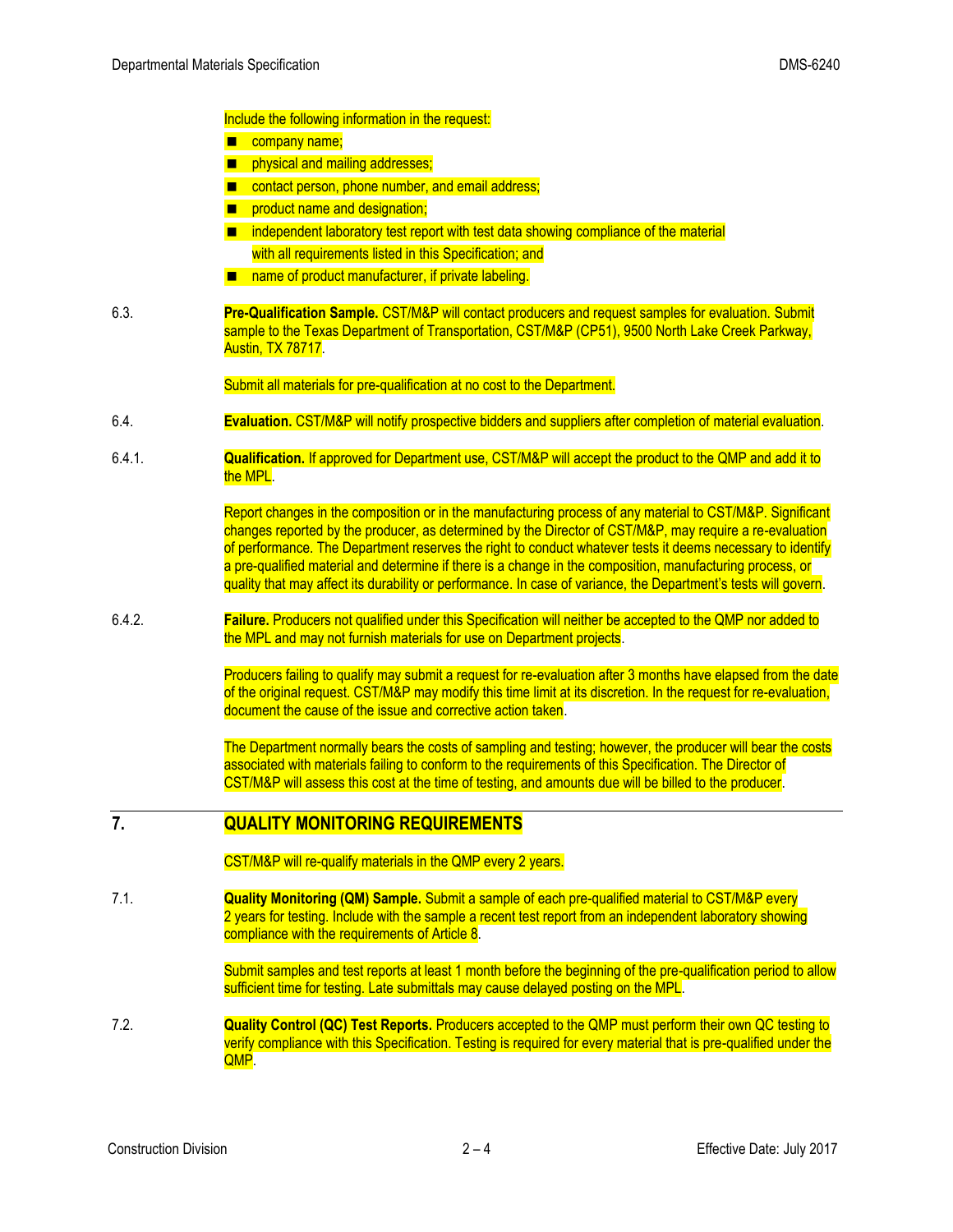Include the following information in the request:

- company name;
- physical and mailing addresses;
- contact person, phone number, and email address;
- product name and designation;
- independent laboratory test report with test data showing compliance of the material with all requirements listed in this Specification; and
- name of product manufacturer, if private labeling.

6.3. **Pre-Qualification Sample.** CST/M&P will contact producers and request samples for evaluation. Submit sample to the Texas Department of Transportation, CST/M&P (CP51), 9500 North Lake Creek Parkway, Austin, TX 78717.

Submit all materials for pre-qualification at no cost to the Department.

6.4. **Evaluation.** CST/M&P will notify prospective bidders and suppliers after completion of material evaluation.

6.4.1. **Qualification.** If approved for Department use, CST/M&P will accept the product to the QMP and add it to the MPL.

Report changes in the composition or in the manufacturing process of any material to CST/M&P. Significant changes reported by the producer, as determined by the Director of CST/M&P, may require a re-evaluation of performance. The Department reserves the right to conduct whatever tests it deems necessary to identify a pre-qualified material and determine if there is a change in the composition, manufacturing process, or quality that may affect its durability or performance. In case of variance, the Department's tests will govern.

6.4.2. **Failure.** Producers not qualified under this Specification will neither be accepted to the QMP nor added to the MPL and may not furnish materials for use on Department projects.

Producers failing to qualify may submit a request for re-evaluation after 3 months have elapsed from the date of the original request. CST/M&P may modify this time limit at its discretion. In the request for re-evaluation, document the cause of the issue and corrective action taken.

The Department normally bears the costs of sampling and testing; however, the producer will bear the costs associated with materials failing to conform to the requirements of this Specification. The Director of CST/M&P will assess this cost at the time of testing, and amounts due will be billed to the producer.

## 7. QUALITY MONITORING REQUIREMENTS

CST/M&P will re-qualify materials in the QMP every 2 years.

7.1. **Quality Monitoring (QM) Sample.** Submit a sample of each pre-qualified material to CST/M&P every 2 years for testing. Include with the sample a recent test report from an independent laboratory showing compliance with the requirements of Article 8.

Submit samples and test reports at least 1 month before the beginning of the pre-qualification period to allow sufficient time for testing. Late submittals may cause delayed posting on the MPL.

7.2. **Quality Control (QC) Test Reports.** Producers accepted to the QMP must perform their own QC testing to verify compliance with this Specification. Testing is required for every material that is pre-qualified under the QMP.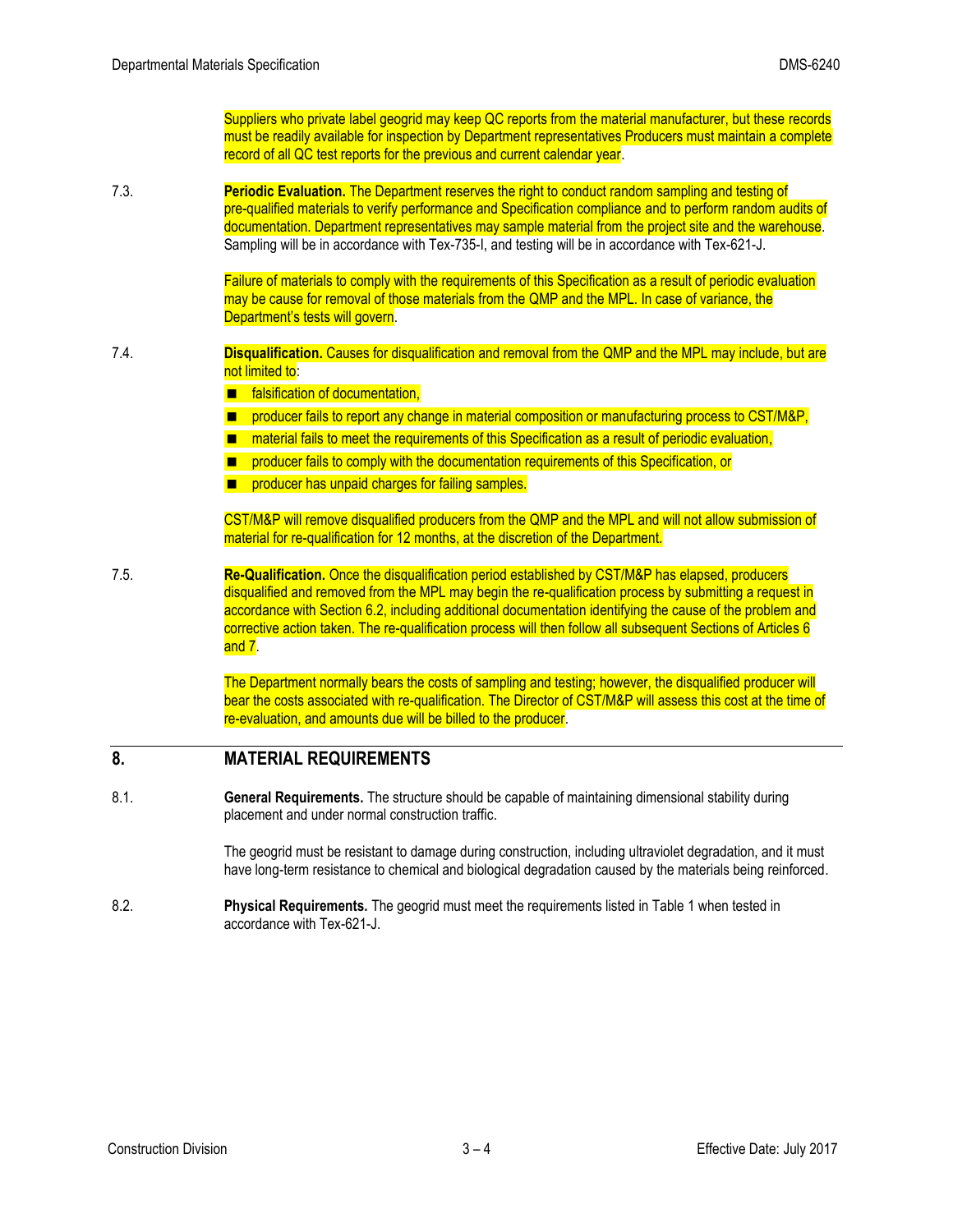Suppliers who private label geogrid may keep QC reports from the material manufacturer, but these records must be readily available for inspection by Department representatives Producers must maintain a complete record of all QC test reports for the previous and current calendar year.

7.3. **Periodic Evaluation.** The Department reserves the right to conduct random sampling and testing of pre-qualified materials to verify performance and Specification compliance and to perform random audits of documentation. Department representatives may sample material from the project site and the warehouse. Sampling will be in accordance with Tex-735-I, and testing will be in accordance with Tex-621-J.

Failure of materials to comply with the requirements of this Specification as a result of periodic evaluation may be cause for removal of those materials from the QMP and the MPL. In case of variance, the Department's tests will govern.

7.4. **Disqualification.** Causes for disqualification and removal from the QMP and the MPL may include, but are not limited to:

- falsification of documentation,
- producer fails to report any change in material composition or manufacturing process to CST/M&P,
- material fails to meet the requirements of this Specification as a result of periodic evaluation,
- producer fails to comply with the documentation requirements of this Specification, or
- producer has unpaid charges for failing samples.

CST/M&P will remove disqualified producers from the QMP and the MPL and will not allow submission of material for re-qualification for 12 months, at the discretion of the Department.

7.5. **Re-Qualification.** Once the disqualification period established by CST/M&P has elapsed, producers disqualified and removed from the MPL may begin the re-qualification process by submitting a request in accordance with Section 6.2, including additional documentation identifying the cause of the problem and corrective action taken. The re-qualification process will then follow all subsequent Sections of Articles 6 and 7.

The Department normally bears the costs of sampling and testing; however, the disqualified producer will bear the costs associated with re-qualification. The Director of CST/M&P will assess this cost at the time of re-evaluation, and amounts due will be billed to the producer.

## 8. MATERIAL REQUIREMENTS

8.1. **General Requirements.** The structure should be capable of maintaining dimensional stability during placement and under normal construction traffic.

The geogrid must be resistant to damage during construction, including ultraviolet degradation, and it must have long-term resistance to chemical and biological degradation caused by the materials being reinforced.

8.2. **Physical Requirements.** The geogrid must meet the requirements listed in Table 1 when tested in accordance with Tex-621-J.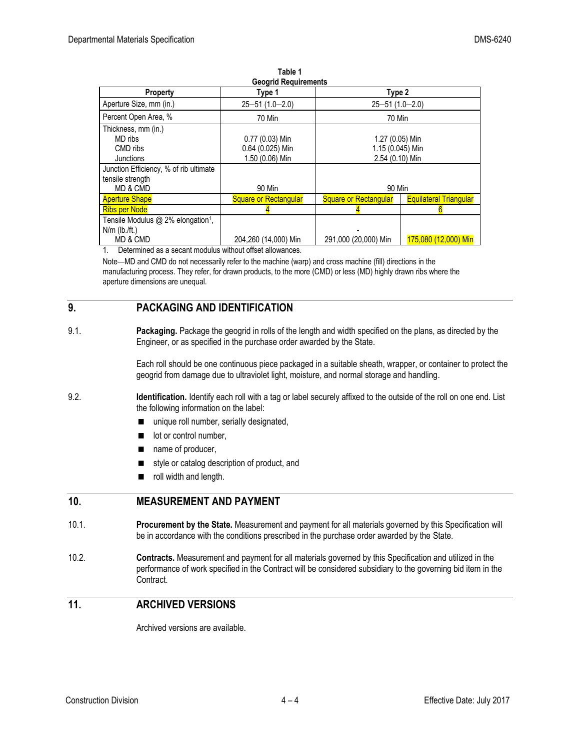**Table 1**
**Geogrid Requirements**

| Property | Type 1 | Type 2 | |
|---|---|---|---|
| Aperture Size, mm (in.) | 25—51 (1.0—2.0) | 25—51 (1.0—2.0) | |
| Percent Open Area, % | 70 Min | 70 Min | |
| Thickness, mm (in.)<br>MD ribs<br>CMD ribs<br>Junctions | <br>0.77 (0.03) Min<br>0.64 (0.025) Min<br>1.50 (0.06) Min | <br>1.27 (0.05) Min<br>1.15 (0.045) Min<br>2.54 (0.10) Min | |
| Junction Efficiency, % of rib ultimate tensile strength<br>MD & CMD | 90 Min | 90 Min | |
| Aperture Shape | Square or Rectangular | Square or Rectangular | Equilateral Triangular |
| Ribs per Node | 4 | 4 | 6 |
| Tensile Modulus @ 2% elongation[1], N/m (lb./ft.)<br>MD & CMD | 204,260 (14,000) Min | -<br>291,000 (20,000) Min | 175,080 (12,000) Min |

1. Determined as a secant modulus without offset allowances.

Note—MD and CMD do not necessarily refer to the machine (warp) and cross machine (fill) directions in the manufacturing process. They refer, for drawn products, to the more (CMD) or less (MD) highly drawn ribs where the aperture dimensions are unequal.

## 9. PACKAGING AND IDENTIFICATION

9.1. **Packaging.** Package the geogrid in rolls of the length and width specified on the plans, as directed by the Engineer, or as specified in the purchase order awarded by the State.

Each roll should be one continuous piece packaged in a suitable sheath, wrapper, or container to protect the geogrid from damage due to ultraviolet light, moisture, and normal storage and handling.

9.2. **Identification.** Identify each roll with a tag or label securely affixed to the outside of the roll on one end. List the following information on the label:

- unique roll number, serially designated,
- lot or control number,
- name of producer,
- style or catalog description of product, and
- roll width and length.

## 10. MEASUREMENT AND PAYMENT

10.1. **Procurement by the State.** Measurement and payment for all materials governed by this Specification will be in accordance with the conditions prescribed in the purchase order awarded by the State.

10.2. **Contracts.** Measurement and payment for all materials governed by this Specification and utilized in the performance of work specified in the Contract will be considered subsidiary to the governing bid item in the Contract.

## 11. ARCHIVED VERSIONS

Archived versions are available.